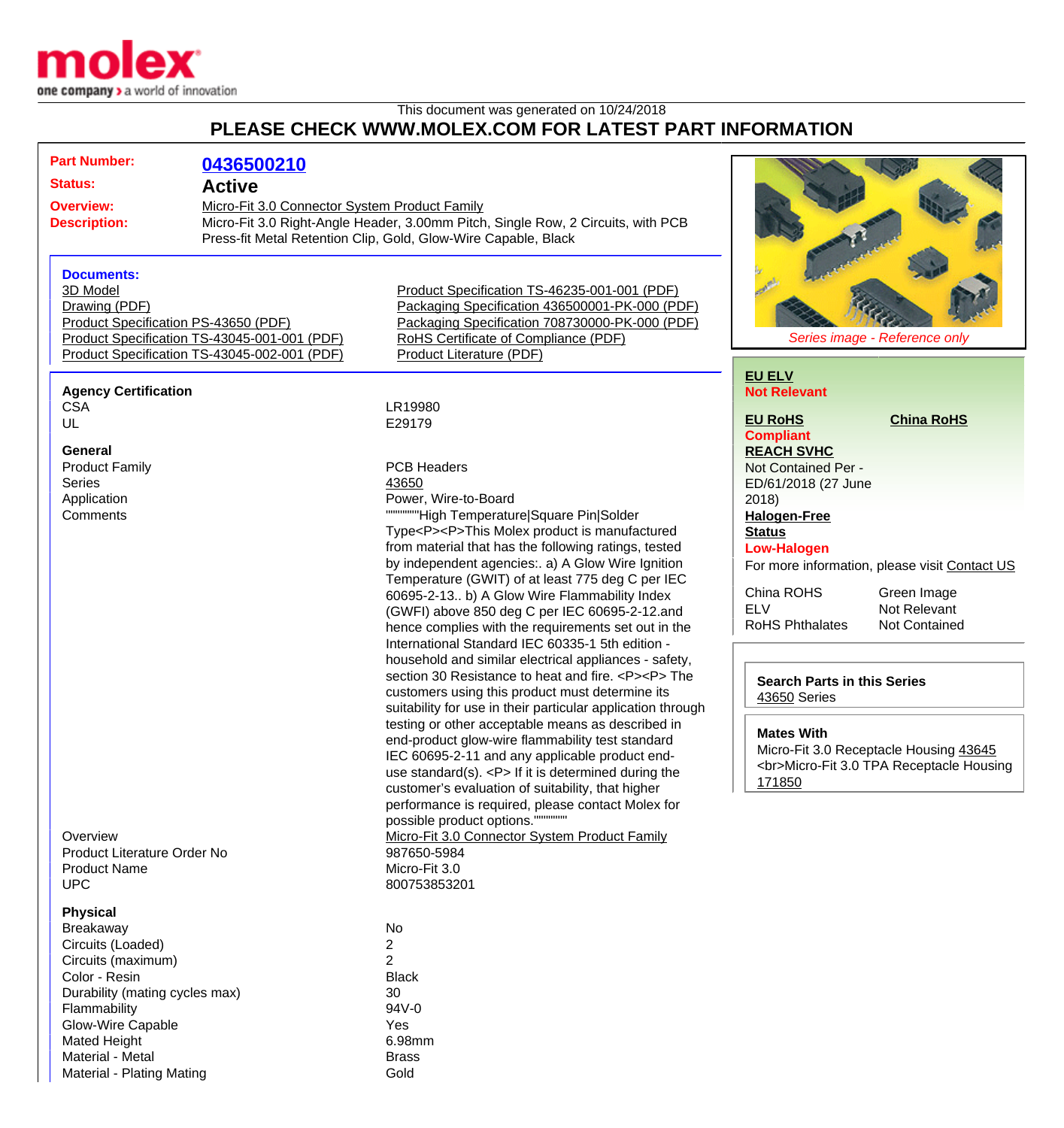molex
one company > a world of innovation

This document was generated on 10/24/2018

# PLEASE CHECK WWW.MOLEX.COM FOR LATEST PART INFORMATION

**Part Number:** 0436500210

**Status:** Active

**Overview:** Micro-Fit 3.0 Connector System Product Family

**Description:** Micro-Fit 3.0 Right-Angle Header, 3.00mm Pitch, Single Row, 2 Circuits, with PCB Press-fit Metal Retention Clip, Gold, Glow-Wire Capable, Black

**Documents:**

- 3D Model
- Drawing (PDF)
- Product Specification PS-43650 (PDF)
- Product Specification TS-43045-001-001 (PDF)
- Product Specification TS-43045-002-001 (PDF)
- Product Specification TS-46235-001-001 (PDF)
- Packaging Specification 436500001-PK-000 (PDF)
- Packaging Specification 708730000-PK-000 (PDF)
- RoHS Certificate of Compliance (PDF)
- Product Literature (PDF)

*Series image - Reference only*

**EU ELV**
Not Relevant

**EU RoHS**
Compliant

**China RoHS**

**REACH SVHC**
Not Contained Per - ED/61/2018 (27 June 2018)

**Halogen-Free Status**
Low-Halogen

For more information, please visit Contact US

| | |
|---|---|
| China ROHS | Green Image |
| ELV | Not Relevant |
| RoHS Phthalates | Not Contained |

**Search Parts in this Series**
43650 Series

**Mates With**
Micro-Fit 3.0 Receptacle Housing 43645 <br>Micro-Fit 3.0 TPA Receptacle Housing 171850

### Agency Certification

| | |
|---|---|
| CSA | LR19980 |
| UL | E29179 |

### General

| | |
|---|---|
| Product Family | PCB Headers |
| Series | 43650 |
| Application | Power, Wire-to-Board |
| Comments | """"""""High Temperature\|Square Pin\|Solder Type<P><P>This Molex product is manufactured from material that has the following ratings, tested by independent agencies:. a) A Glow Wire Ignition Temperature (GWIT) of at least 775 deg C per IEC 60695-2-13.. b) A Glow Wire Flammability Index (GWFI) above 850 deg C per IEC 60695-2-12.and hence complies with the requirements set out in the International Standard IEC 60335-1 5th edition - household and similar electrical appliances - safety, section 30 Resistance to heat and fire. <P><P> The customers using this product must determine its suitability for use in their particular application through testing or other acceptable means as described in end-product glow-wire flammability test standard IEC 60695-2-11 and any applicable product end-use standard(s). <P> If it is determined during the customer's evaluation of suitability, that higher performance is required, please contact Molex for possible product options."""""""" |
| Overview | Micro-Fit 3.0 Connector System Product Family |
| Product Literature Order No | 987650-5984 |
| Product Name | Micro-Fit 3.0 |
| UPC | 800753853201 |

### Physical

| | |
|---|---|
| Breakaway | No |
| Circuits (Loaded) | 2 |
| Circuits (maximum) | 2 |
| Color - Resin | Black |
| Durability (mating cycles max) | 30 |
| Flammability | 94V-0 |
| Glow-Wire Capable | Yes |
| Mated Height | 6.98mm |
| Material - Metal | Brass |
| Material - Plating Mating | Gold |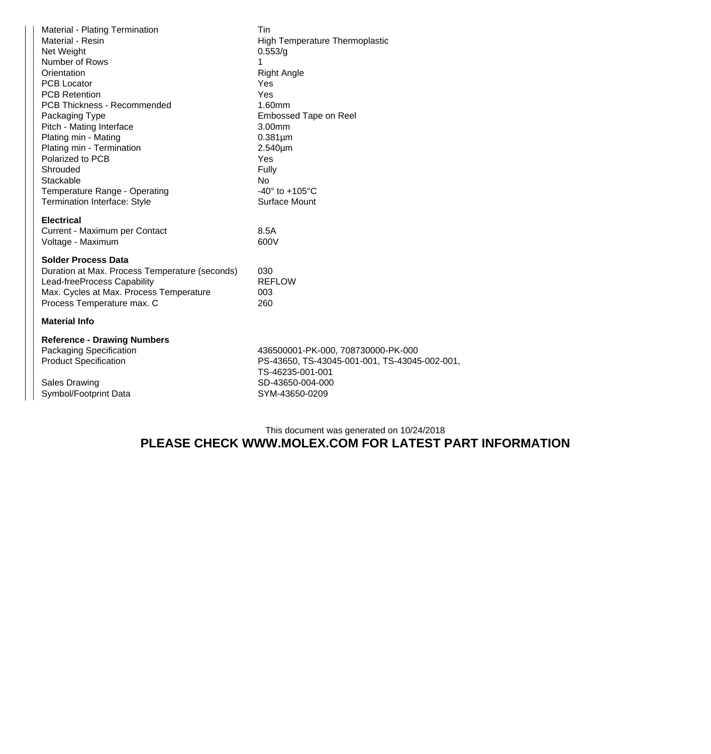| | |
|---|---|
| Material - Plating Termination | Tin |
| Material - Resin | High Temperature Thermoplastic |
| Net Weight | 0.553/g |
| Number of Rows | 1 |
| Orientation | Right Angle |
| PCB Locator | Yes |
| PCB Retention | Yes |
| PCB Thickness - Recommended | 1.60mm |
| Packaging Type | Embossed Tape on Reel |
| Pitch - Mating Interface | 3.00mm |
| Plating min - Mating | 0.381µm |
| Plating min - Termination | 2.540µm |
| Polarized to PCB | Yes |
| Shrouded | Fully |
| Stackable | No |
| Temperature Range - Operating | -40° to +105°C |
| Termination Interface: Style | Surface Mount |

**Electrical**

| | |
|---|---|
| Current - Maximum per Contact | 8.5A |
| Voltage - Maximum | 600V |

**Solder Process Data**

| | |
|---|---|
| Duration at Max. Process Temperature (seconds) | 030 |
| Lead-freeProcess Capability | REFLOW |
| Max. Cycles at Max. Process Temperature | 003 |
| Process Temperature max. C | 260 |

**Material Info**

**Reference - Drawing Numbers**

| | |
|---|---|
| Packaging Specification | 436500001-PK-000, 708730000-PK-000 |
| Product Specification | PS-43650, TS-43045-001-001, TS-43045-002-001, TS-46235-001-001 |
| Sales Drawing | SD-43650-004-000 |
| Symbol/Footprint Data | SYM-43650-0209 |

This document was generated on 10/24/2018

**PLEASE CHECK WWW.MOLEX.COM FOR LATEST PART INFORMATION**